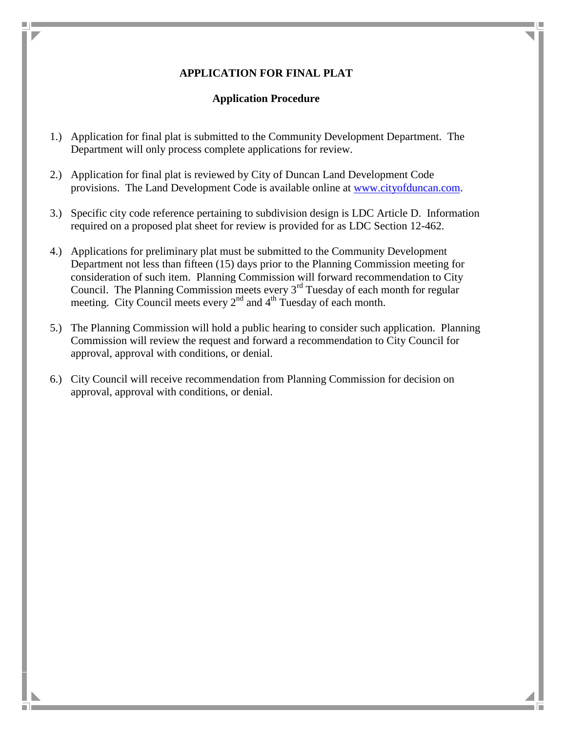# APPLICATION FOR FINAL PLAT

## Application Procedure

1.) Application for final plat is submitted to the Community Development Department. The Department will only process complete applications for review.

2.) Application for final plat is reviewed by City of Duncan Land Development Code provisions. The Land Development Code is available online at www.cityofduncan.com.

3.) Specific city code reference pertaining to subdivision design is LDC Article D. Information required on a proposed plat sheet for review is provided for as LDC Section 12-462.

4.) Applications for preliminary plat must be submitted to the Community Development Department not less than fifteen (15) days prior to the Planning Commission meeting for consideration of such item. Planning Commission will forward recommendation to City Council. The Planning Commission meets every 3rd Tuesday of each month for regular meeting. City Council meets every 2nd and 4th Tuesday of each month.

5.) The Planning Commission will hold a public hearing to consider such application. Planning Commission will review the request and forward a recommendation to City Council for approval, approval with conditions, or denial.

6.) City Council will receive recommendation from Planning Commission for decision on approval, approval with conditions, or denial.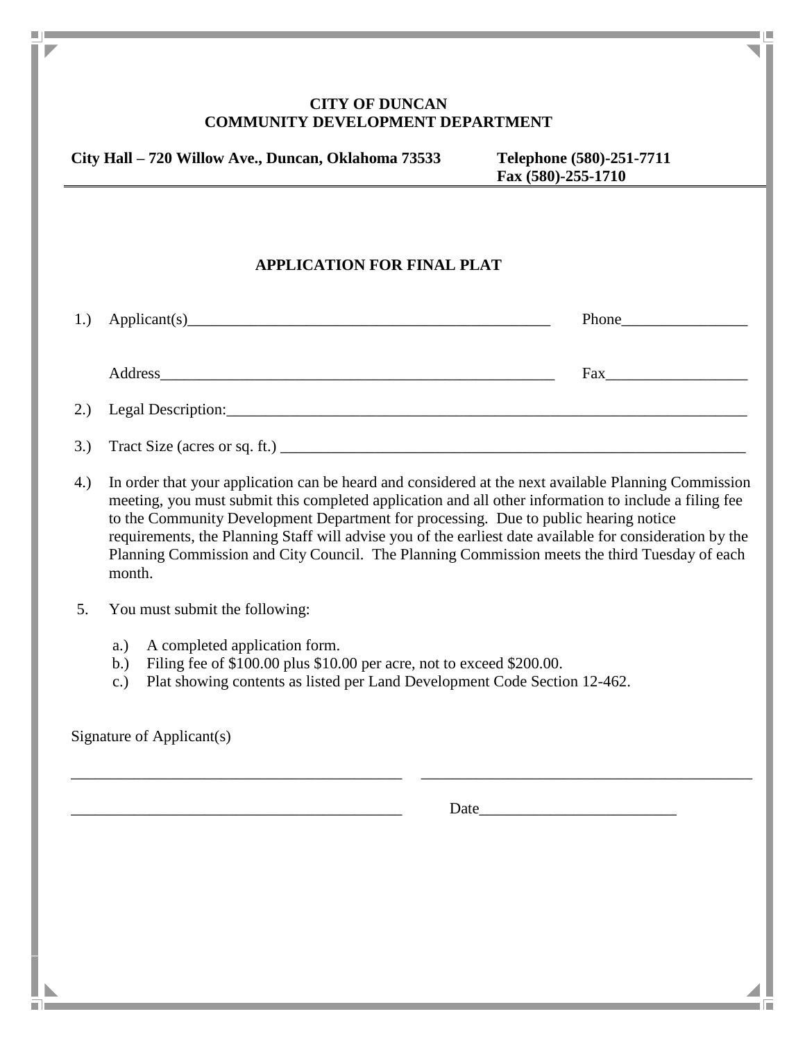**CITY OF DUNCAN**
**COMMUNITY DEVELOPMENT DEPARTMENT**

**City Hall – 720 Willow Ave., Duncan, Oklahoma 73533** **Telephone (580)-251-7711**
**Fax (580)-255-1710**

---

## APPLICATION FOR FINAL PLAT

1.) Applicant(s)_______________________________________________ Phone________________

Address_________________________________________________ Fax__________________

2.) Legal Description:_______________________________________________________________

3.) Tract Size (acres or sq. ft.) ______________________________________________________

4.) In order that your application can be heard and considered at the next available Planning Commission meeting, you must submit this completed application and all other information to include a filing fee to the Community Development Department for processing. Due to public hearing notice requirements, the Planning Staff will advise you of the earliest date available for consideration by the Planning Commission and City Council. The Planning Commission meets the third Tuesday of each month.

5. You must submit the following:

   a.) A completed application form.
   b.) Filing fee of $100.00 plus $10.00 per acre, not to exceed $200.00.
   c.) Plat showing contents as listed per Land Development Code Section 12-462.

Signature of Applicant(s)

___________________________________________ ___________________________________________

___________________________________________ Date_________________________